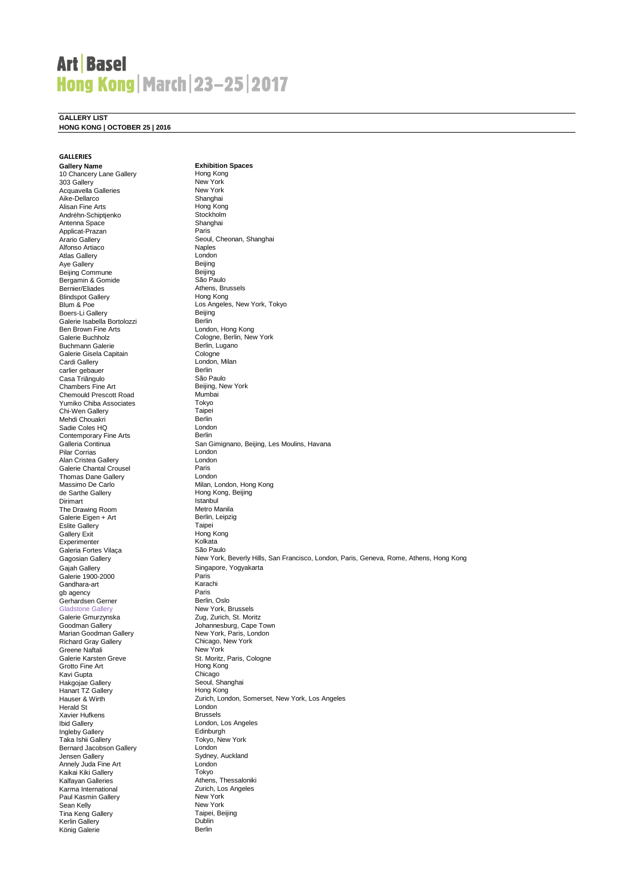# Art | Basel
## Hong Kong | March | 23–25 | 2017

**GALLERY LIST**
**HONG KONG | OCTOBER 25 | 2016**

**GALLERIES**

| Gallery Name | Exhibition Spaces |
|---|---|
| 10 Chancery Lane Gallery | Hong Kong |
| 303 Gallery | New York |
| Acquavella Galleries | New York |
| Aike-Dellarco | Shanghai |
| Alisan Fine Arts | Hong Kong |
| Andréhn-Schiptjenko | Stockholm |
| Antenna Space | Shanghai |
| Applicat-Prazan | Paris |
| Arario Gallery | Seoul, Cheonan, Shanghai |
| Alfonso Artiaco | Naples |
| Atlas Gallery | London |
| Aye Gallery | Beijing |
| Beijing Commune | Beijing |
| Bergamin & Gomide | São Paulo |
| Bernier/Eliades | Athens, Brussels |
| Blindspot Gallery | Hong Kong |
| Blum & Poe | Los Angeles, New York, Tokyo |
| Boers-Li Gallery | Beijing |
| Galerie Isabella Bortolozzi | Berlin |
| Ben Brown Fine Arts | London, Hong Kong |
| Galerie Buchholz | Cologne, Berlin, New York |
| Buchmann Galerie | Berlin, Lugano |
| Galerie Gisela Capitain | Cologne |
| Cardi Gallery | London, Milan |
| carlier gebauer | Berlin |
| Casa Triângulo | São Paulo |
| Chambers Fine Art | Beijing, New York |
| Chemould Prescott Road | Mumbai |
| Yumiko Chiba Associates | Tokyo |
| Chi-Wen Gallery | Taipei |
| Mehdi Chouakri | Berlin |
| Sadie Coles HQ | London |
| Contemporary Fine Arts | Berlin |
| Galleria Continua | San Gimignano, Beijing, Les Moulins, Havana |
| Pilar Corrias | London |
| Alan Cristea Gallery | London |
| Galerie Chantal Crousel | Paris |
| Thomas Dane Gallery | London |
| Massimo De Carlo | Milan, London, Hong Kong |
| de Sarthe Gallery | Hong Kong, Beijing |
| Dirimart | Istanbul |
| The Drawing Room | Metro Manila |
| Galerie Eigen + Art | Berlin, Leipzig |
| Eslite Gallery | Taipei |
| Gallery Exit | Hong Kong |
| Experimenter | Kolkata |
| Galeria Fortes Vilaça | São Paulo |
| Gagosian Gallery | New York, Beverly Hills, San Francisco, London, Paris, Geneva, Rome, Athens, Hong Kong |
| Gajah Gallery | Singapore, Yogyakarta |
| Galerie 1900-2000 | Paris |
| Gandhara-art | Karachi |
| gb agency | Paris |
| Gerhardsen Gerner | Berlin, Oslo |
| Gladstone Gallery | New York, Brussels |
| Galerie Gmurzynska | Zug, Zurich, St. Moritz |
| Goodman Gallery | Johannesburg, Cape Town |
| Marian Goodman Gallery | New York, Paris, London |
| Richard Gray Gallery | Chicago, New York |
| Greene Naftali | New York |
| Galerie Karsten Greve | St. Moritz, Paris, Cologne |
| Grotto Fine Art | Hong Kong |
| Kavi Gupta | Chicago |
| Hakgojae Gallery | Seoul, Shanghai |
| Hanart TZ Gallery | Hong Kong |
| Hauser & Wirth | Zurich, London, Somerset, New York, Los Angeles |
| Herald St | London |
| Xavier Hufkens | Brussels |
| Ibid Gallery | London, Los Angeles |
| Ingleby Gallery | Edinburgh |
| Taka Ishii Gallery | Tokyo, New York |
| Bernard Jacobson Gallery | London |
| Jensen Gallery | Sydney, Auckland |
| Annely Juda Fine Art | London |
| Kaikai Kiki Gallery | Tokyo |
| Kalfayan Galleries | Athens, Thessaloniki |
| Karma International | Zurich, Los Angeles |
| Paul Kasmin Gallery | New York |
| Sean Kelly | New York |
| Tina Keng Gallery | Taipei, Beijing |
| Kerlin Gallery | Dublin |
| König Galerie | Berlin |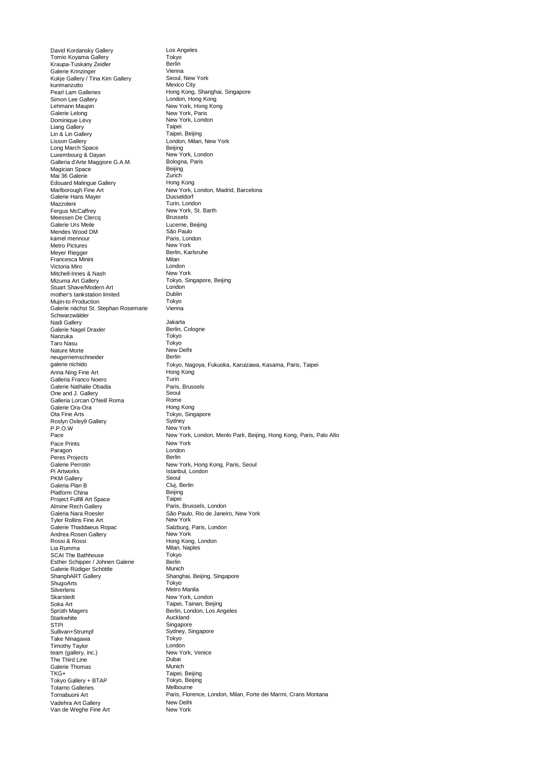| | |
|---|---|
| David Kordansky Gallery | Los Angeles |
| Tomio Koyama Gallery | Tokyo |
| Kraupa-Tuskany Zeidler | Berlin |
| Galerie Krinzinger | Vienna |
| Kukje Gallery / Tina Kim Gallery | Seoul, New York |
| kurimanzutto | Mexico City |
| Pearl Lam Galleries | Hong Kong, Shanghai, Singapore |
| Simon Lee Gallery | London, Hong Kong |
| Lehmann Maupin | New York, Hong Kong |
| Galerie Lelong | New York, Paris |
| Dominique Lévy | New York, London |
| Liang Gallery | Taipei |
| Lin & Lin Gallery | Taipei, Beijing |
| Lisson Gallery | London, Milan, New York |
| Long March Space | Beijing |
| Luxembourg & Dayan | New York, London |
| Galleria d'Arte Maggiore G.A.M. | Bologna, Paris |
| Magician Space | Beijing |
| Mai 36 Galerie | Zurich |
| Edouard Malingue Gallery | Hong Kong |
| Marlborough Fine Art | New York, London, Madrid, Barcelona |
| Galerie Hans Mayer | Dusseldorf |
| Mazzoleni | Turin, London |
| Fergus McCaffrey | New York, St. Barth |
| Meessen De Clercq | Brussels |
| Galerie Urs Meile | Lucerne, Beijing |
| Mendes Wood DM | São Paulo |
| kamel mennour | Paris, London |
| Metro Pictures | New York |
| Meyer Riegger | Berlin, Karlsruhe |
| Francesca Minini | Milan |
| Victoria Miro | London |
| Mitchell-Innes & Nash | New York |
| Mizuma Art Gallery | Tokyo, Singapore, Beijing |
| Stuart Shave/Modern Art | London |
| mother's tankstation limited | Dublin |
| Mujin-to Production | Tokyo |
| Galerie nächst St. Stephan Rosemarie Schwarzwälder | Vienna |
| Nadi Gallery | Jakarta |
| Galerie Nagel Draxler | Berlin, Cologne |
| Nanzuka | Tokyo |
| Taro Nasu | Tokyo |
| Nature Morte | New Delhi |
| neugerriemschneider | Berlin |
| galerie nichido | Tokyo, Nagoya, Fukuoka, Karuizawa, Kasama, Paris, Taipei |
| Anna Ning Fine Art | Hong Kong |
| Galleria Franco Noero | Turin |
| Galerie Nathalie Obadia | Paris, Brussels |
| One and J. Gallery | Seoul |
| Galleria Lorcan O'Neill Roma | Rome |
| Galerie Ora-Ora | Hong Kong |
| Ota Fine Arts | Tokyo, Singapore |
| Roslyn Oxley9 Gallery | Sydney |
| P.P.O.W | New York |
| Pace | New York, London, Menlo Park, Beijing, Hong Kong, Paris, Palo Alto |
| Pace Prints | New York |
| Paragon | London |
| Peres Projects | Berlin |
| Galerie Perrotin | New York, Hong Kong, Paris, Seoul |
| Pi Artworks | Istanbul, London |
| PKM Gallery | Seoul |
| Galeria Plan B | Cluj, Berlin |
| Platform China | Beijing |
| Project Fulfill Art Space | Taipei |
| Almine Rech Gallery | Paris, Brussels, London |
| Galeria Nara Roesler | São Paulo, Rio de Janeiro, New York |
| Tyler Rollins Fine Art | New York |
| Galerie Thaddaeus Ropac | Salzburg, Paris, London |
| Andrea Rosen Gallery | New York |
| Rossi & Rossi | Hong Kong, London |
| Lia Rumma | Milan, Naples |
| SCAI The Bathhouse | Tokyo |
| Esther Schipper / Johnen Galerie | Berlin |
| Galerie Rüdiger Schöttle | Munich |
| ShanghART Gallery | Shanghai, Beijing, Singapore |
| ShugoArts | Tokyo |
| Silverlens | Metro Manila |
| Skarstedt | New York, London |
| Soka Art | Taipei, Tainan, Beijing |
| Sprüth Magers | Berlin, London, Los Angeles |
| Starkwhite | Auckland |
| STPI | Singapore |
| Sullivan+Strumpf | Sydney, Singapore |
| Take Ninagawa | Tokyo |
| Timothy Taylor | London |
| team (gallery, inc.) | New York, Venice |
| The Third Line | Dubai |
| Galerie Thomas | Munich |
| TKG+ | Taipei, Beijing |
| Tokyo Gallery + BTAP | Tokyo, Beijing |
| Tolarno Galleries | Melbourne |
| Tornabuoni Art | Paris, Florence, London, Milan, Forte dei Marmi, Crans Montana |
| Vadehra Art Gallery | New Delhi |
| Van de Weghe Fine Art | New York |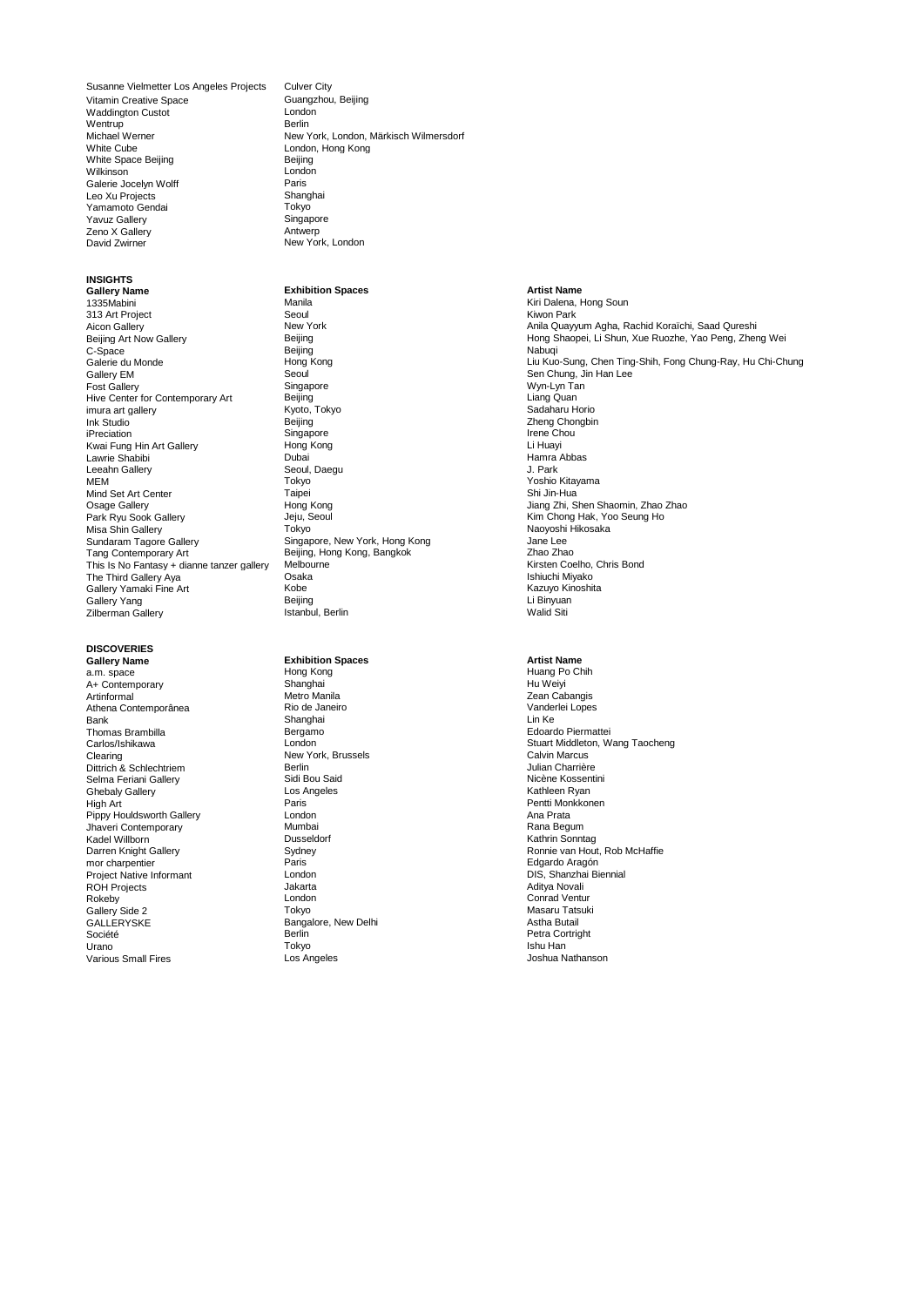| | |
|---|---|
| Susanne Vielmetter Los Angeles Projects | Culver City |
| Vitamin Creative Space | Guangzhou, Beijing |
| Waddington Custot | London |
| Wentrup | Berlin |
| Michael Werner | New York, London, Märkisch Wilmersdorf |
| White Cube | London, Hong Kong |
| White Space Beijing | Beijing |
| Wilkinson | London |
| Galerie Jocelyn Wolff | Paris |
| Leo Xu Projects | Shanghai |
| Yamamoto Gendai | Tokyo |
| Yavuz Gallery | Singapore |
| Zeno X Gallery | Antwerp |
| David Zwirner | New York, London |

**INSIGHTS**

| Gallery Name | Exhibition Spaces | Artist Name |
|---|---|---|
| 1335Mabini | Manila | Kiri Dalena, Hong Soun |
| 313 Art Project | Seoul | Kiwon Park |
| Aicon Gallery | New York | Anila Quayyum Agha, Rachid Koraïchi, Saad Qureshi |
| Beijing Art Now Gallery | Beijing | Hong Shaopei, Li Shun, Xue Ruozhe, Yao Peng, Zheng Wei |
| C-Space | Beijing | Nabuqi |
| Galerie du Monde | Hong Kong | Liu Kuo-Sung, Chen Ting-Shih, Fong Chung-Ray, Hu Chi-Chung |
| Gallery EM | Seoul | Sen Chung, Jin Han Lee |
| Fost Gallery | Singapore | Wyn-Lyn Tan |
| Hive Center for Contemporary Art | Beijing | Liang Quan |
| imura art gallery | Kyoto, Tokyo | Sadaharu Horio |
| Ink Studio | Beijing | Zheng Chongbin |
| iPreciation | Singapore | Irene Chou |
| Kwai Fung Hin Art Gallery | Hong Kong | Li Huayi |
| Lawrie Shabibi | Dubai | Hamra Abbas |
| Leeahn Gallery | Seoul, Daegu | J. Park |
| MEM | Tokyo | Yoshio Kitayama |
| Mind Set Art Center | Taipei | Shi Jin-Hua |
| Osage Gallery | Hong Kong | Jiang Zhi, Shen Shaomin, Zhao Zhao |
| Park Ryu Sook Gallery | Jeju, Seoul | Kim Chong Hak, Yoo Seung Ho |
| Misa Shin Gallery | Tokyo | Naoyoshi Hikosaka |
| Sundaram Tagore Gallery | Singapore, New York, Hong Kong | Jane Lee |
| Tang Contemporary Art | Beijing, Hong Kong, Bangkok | Zhao Zhao |
| This Is No Fantasy + dianne tanzer gallery | Melbourne | Kirsten Coelho, Chris Bond |
| The Third Gallery Aya | Osaka | Ishiuchi Miyako |
| Gallery Yamaki Fine Art | Kobe | Kazuyo Kinoshita |
| Gallery Yang | Beijing | Li Binyuan |
| Zilberman Gallery | Istanbul, Berlin | Walid Siti |

**DISCOVERIES**

| Gallery Name | Exhibition Spaces | Artist Name |
|---|---|---|
| a.m. space | Hong Kong | Huang Po Chih |
| A+ Contemporary | Shanghai | Hu Weiyi |
| Artinformal | Metro Manila | Zean Cabangis |
| Athena Contemporânea | Rio de Janeiro | Vanderlei Lopes |
| Bank | Shanghai | Lin Ke |
| Thomas Brambilla | Bergamo | Edoardo Piermattei |
| Carlos/Ishikawa | London | Stuart Middleton, Wang Taocheng |
| Clearing | New York, Brussels | Calvin Marcus |
| Dittrich & Schlechtriem | Berlin | Julian Charrière |
| Selma Feriani Gallery | Sidi Bou Said | Nicène Kossentini |
| Ghebaly Gallery | Los Angeles | Kathleen Ryan |
| High Art | Paris | Pentti Monkkonen |
| Pippy Houldsworth Gallery | London | Ana Prata |
| Jhaveri Contemporary | Mumbai | Rana Begum |
| Kadel Willborn | Dusseldorf | Kathrin Sonntag |
| Darren Knight Gallery | Sydney | Ronnie van Hout, Rob McHaffie |
| mor charpentier | Paris | Edgardo Aragón |
| Project Native Informant | London | DIS, Shanzhai Biennial |
| ROH Projects | Jakarta | Aditya Novali |
| Rokeby | London | Conrad Ventur |
| Gallery Side 2 | Tokyo | Masaru Tatsuki |
| GALLERYSKE | Bangalore, New Delhi | Astha Butail |
| Société | Berlin | Petra Cortright |
| Urano | Tokyo | Ishu Han |
| Various Small Fires | Los Angeles | Joshua Nathanson |